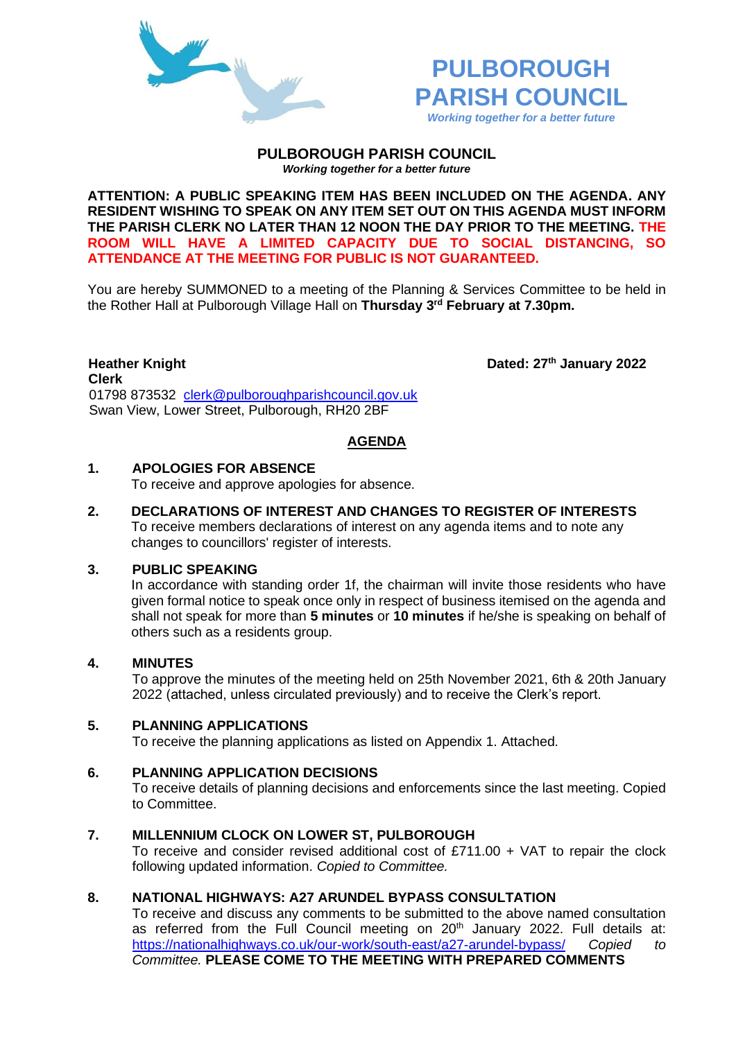# PULBOROUGH PARISH COUNCIL

*Working together for a better future*

## PULBOROUGH PARISH COUNCIL

***Working together for a better future***

**ATTENTION: A PUBLIC SPEAKING ITEM HAS BEEN INCLUDED ON THE AGENDA. ANY RESIDENT WISHING TO SPEAK ON ANY ITEM SET OUT ON THIS AGENDA MUST INFORM THE PARISH CLERK NO LATER THAN 12 NOON THE DAY PRIOR TO THE MEETING. THE ROOM WILL HAVE A LIMITED CAPACITY DUE TO SOCIAL DISTANCING, SO ATTENDANCE AT THE MEETING FOR PUBLIC IS NOT GUARANTEED.**

You are hereby SUMMONED to a meeting of the Planning & Services Committee to be held in the Rother Hall at Pulborough Village Hall on **Thursday 3rd February at 7.30pm.**

**Heather Knight**
**Clerk**
01798 873532 clerk@pulboroughparishcouncil.gov.uk
Swan View, Lower Street, Pulborough, RH20 2BF

**Dated: 27th January 2022**

## AGENDA

**1. APOLOGIES FOR ABSENCE**
To receive and approve apologies for absence.

**2. DECLARATIONS OF INTEREST AND CHANGES TO REGISTER OF INTERESTS**
To receive members declarations of interest on any agenda items and to note any changes to councillors' register of interests.

**3. PUBLIC SPEAKING**
In accordance with standing order 1f, the chairman will invite those residents who have given formal notice to speak once only in respect of business itemised on the agenda and shall not speak for more than **5 minutes** or **10 minutes** if he/she is speaking on behalf of others such as a residents group.

**4. MINUTES**
To approve the minutes of the meeting held on 25th November 2021, 6th & 20th January 2022 (attached, unless circulated previously) and to receive the Clerk's report.

**5. PLANNING APPLICATIONS**
To receive the planning applications as listed on Appendix 1. Attached.

**6. PLANNING APPLICATION DECISIONS**
To receive details of planning decisions and enforcements since the last meeting. Copied to Committee.

**7. MILLENNIUM CLOCK ON LOWER ST, PULBOROUGH**
To receive and consider revised additional cost of £711.00 + VAT to repair the clock following updated information. *Copied to Committee.*

**8. NATIONAL HIGHWAYS: A27 ARUNDEL BYPASS CONSULTATION**
To receive and discuss any comments to be submitted to the above named consultation as referred from the Full Council meeting on 20th January 2022. Full details at: https://nationalhighways.co.uk/our-work/south-east/a27-arundel-bypass/ *Copied to Committee.* **PLEASE COME TO THE MEETING WITH PREPARED COMMENTS**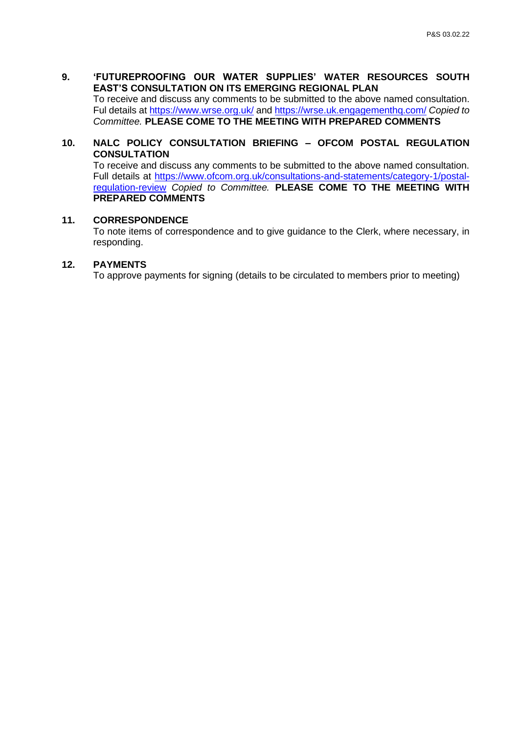**9. 'FUTUREPROOFING OUR WATER SUPPLIES' WATER RESOURCES SOUTH EAST'S CONSULTATION ON ITS EMERGING REGIONAL PLAN**

To receive and discuss any comments to be submitted to the above named consultation. Ful details at https://www.wrse.org.uk/ and https://wrse.uk.engagementhq.com/ *Copied to Committee.* **PLEASE COME TO THE MEETING WITH PREPARED COMMENTS**

**10. NALC POLICY CONSULTATION BRIEFING – OFCOM POSTAL REGULATION CONSULTATION**

To receive and discuss any comments to be submitted to the above named consultation. Full details at https://www.ofcom.org.uk/consultations-and-statements/category-1/postal-regulation-review *Copied to Committee.* **PLEASE COME TO THE MEETING WITH PREPARED COMMENTS**

**11. CORRESPONDENCE**

To note items of correspondence and to give guidance to the Clerk, where necessary, in responding.

**12. PAYMENTS**

To approve payments for signing (details to be circulated to members prior to meeting)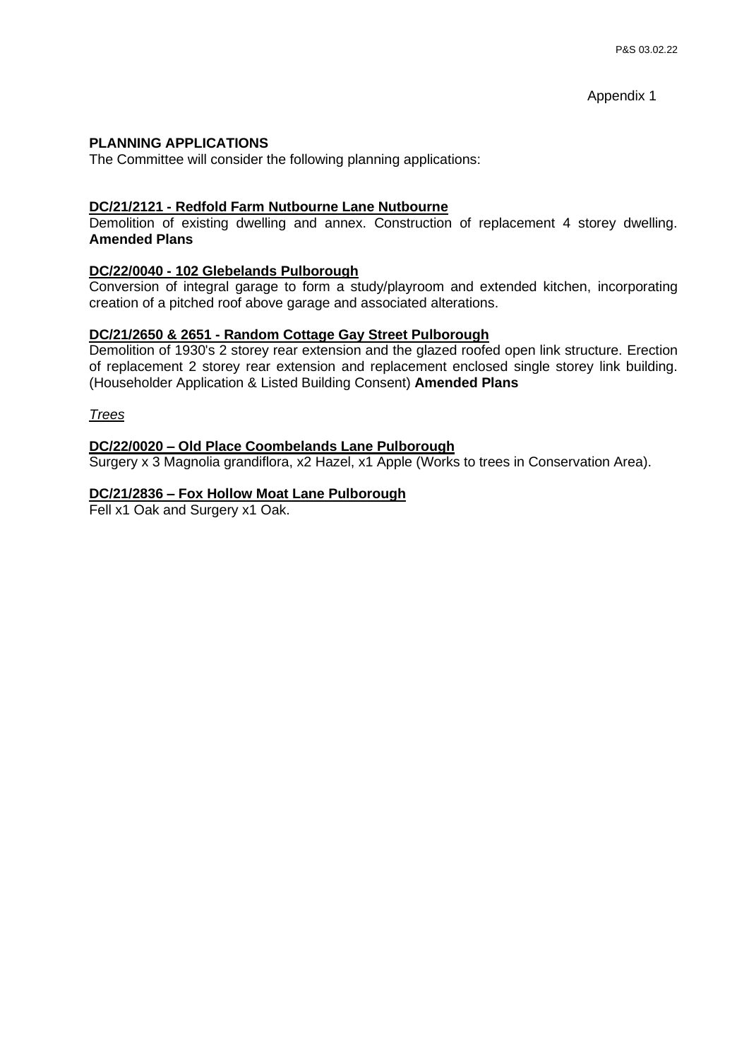Appendix 1

**PLANNING APPLICATIONS**
The Committee will consider the following planning applications:

**DC/21/2121 - Redfold Farm Nutbourne Lane Nutbourne**
Demolition of existing dwelling and annex. Construction of replacement 4 storey dwelling. **Amended Plans**

**DC/22/0040 - 102 Glebelands Pulborough**
Conversion of integral garage to form a study/playroom and extended kitchen, incorporating creation of a pitched roof above garage and associated alterations.

**DC/21/2650 & 2651 - Random Cottage Gay Street Pulborough**
Demolition of 1930's 2 storey rear extension and the glazed roofed open link structure. Erection of replacement 2 storey rear extension and replacement enclosed single storey link building. (Householder Application & Listed Building Consent) **Amended Plans**

*Trees*

**DC/22/0020 – Old Place Coombelands Lane Pulborough**
Surgery x 3 Magnolia grandiflora, x2 Hazel, x1 Apple (Works to trees in Conservation Area).

**DC/21/2836 – Fox Hollow Moat Lane Pulborough**
Fell x1 Oak and Surgery x1 Oak.